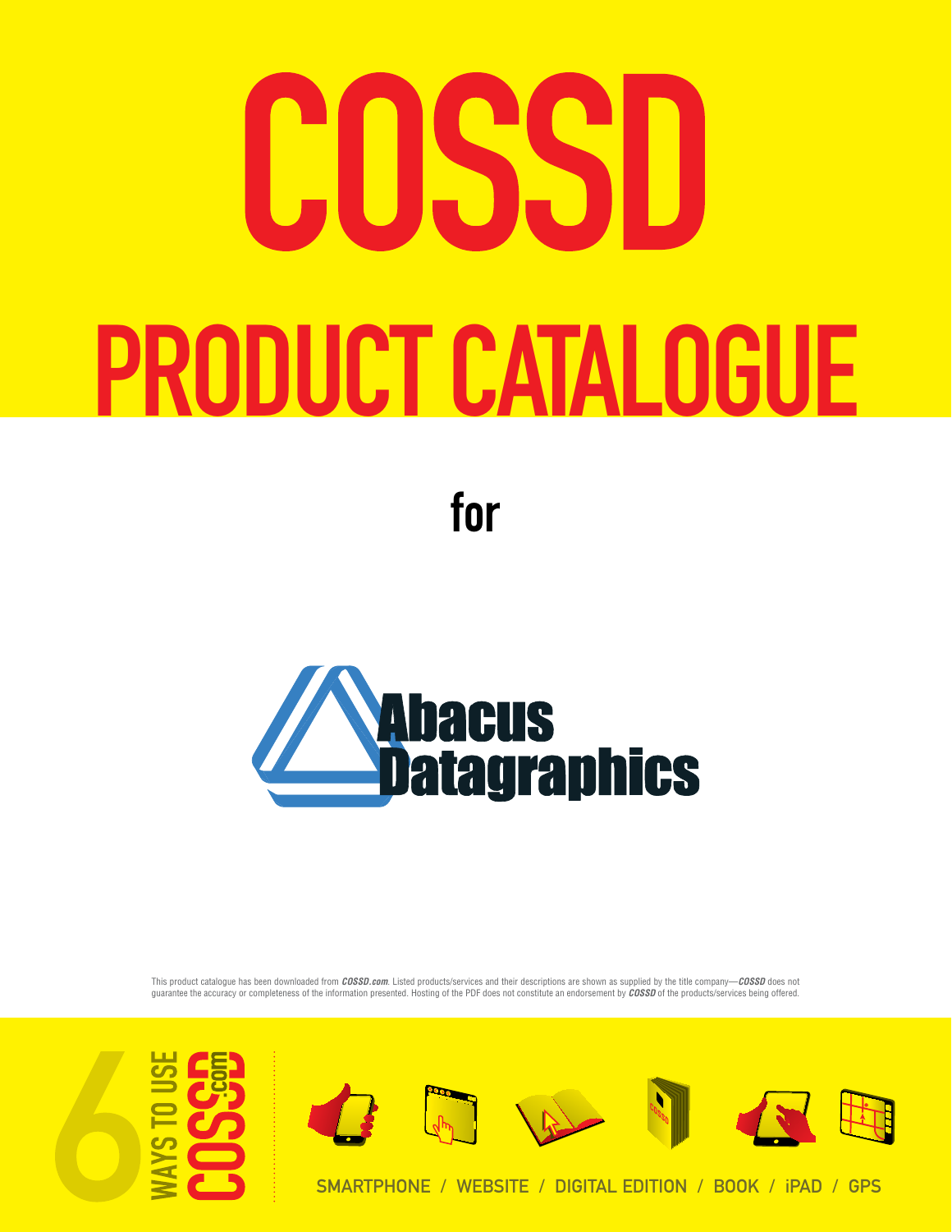# COSSD

# PRODUCT CATALOGUE

## for

Abacus Datagraphics

This product catalogue has been downloaded from ***COSSD.com***. Listed products/services and their descriptions are shown as supplied by the title company—***COSSD*** does not guarantee the accuracy or completeness of the information presented. Hosting of the PDF does not constitute an endorsement by ***COSSD*** of the products/services being offered.

6 WAYS TO USE COSSD.com

SMARTPHONE / WEBSITE / DIGITAL EDITION / BOOK / iPAD / GPS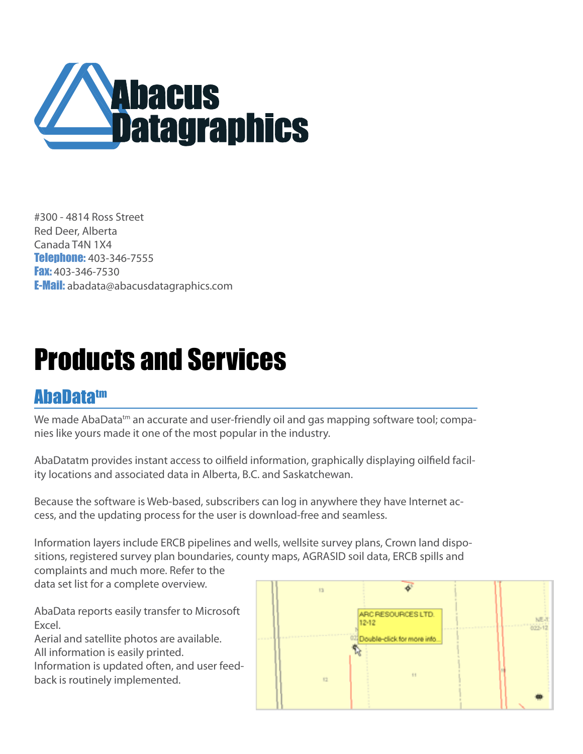# Abacus Datagraphics

#300 - 4814 Ross Street
Red Deer, Alberta
Canada T4N 1X4
**Telephone:** 403-346-7555
**Fax:** 403-346-7530
**E-Mail:** abadata@abacusdatagraphics.com

# Products and Services

## AbaData[tm]

We made AbaData[tm] an accurate and user-friendly oil and gas mapping software tool; companies like yours made it one of the most popular in the industry.

AbaDatatm provides instant access to oilfield information, graphically displaying oilfield facility locations and associated data in Alberta, B.C. and Saskatchewan.

Because the software is Web-based, subscribers can log in anywhere they have Internet access, and the updating process for the user is download-free and seamless.

Information layers include ERCB pipelines and wells, wellsite survey plans, Crown land dispositions, registered survey plan boundaries, county maps, AGRASID soil data, ERCB spills and complaints and much more. Refer to the data set list for a complete overview.

AbaData reports easily transfer to Microsoft Excel.
Aerial and satellite photos are available.
All information is easily printed.
Information is updated often, and user feedback is routinely implemented.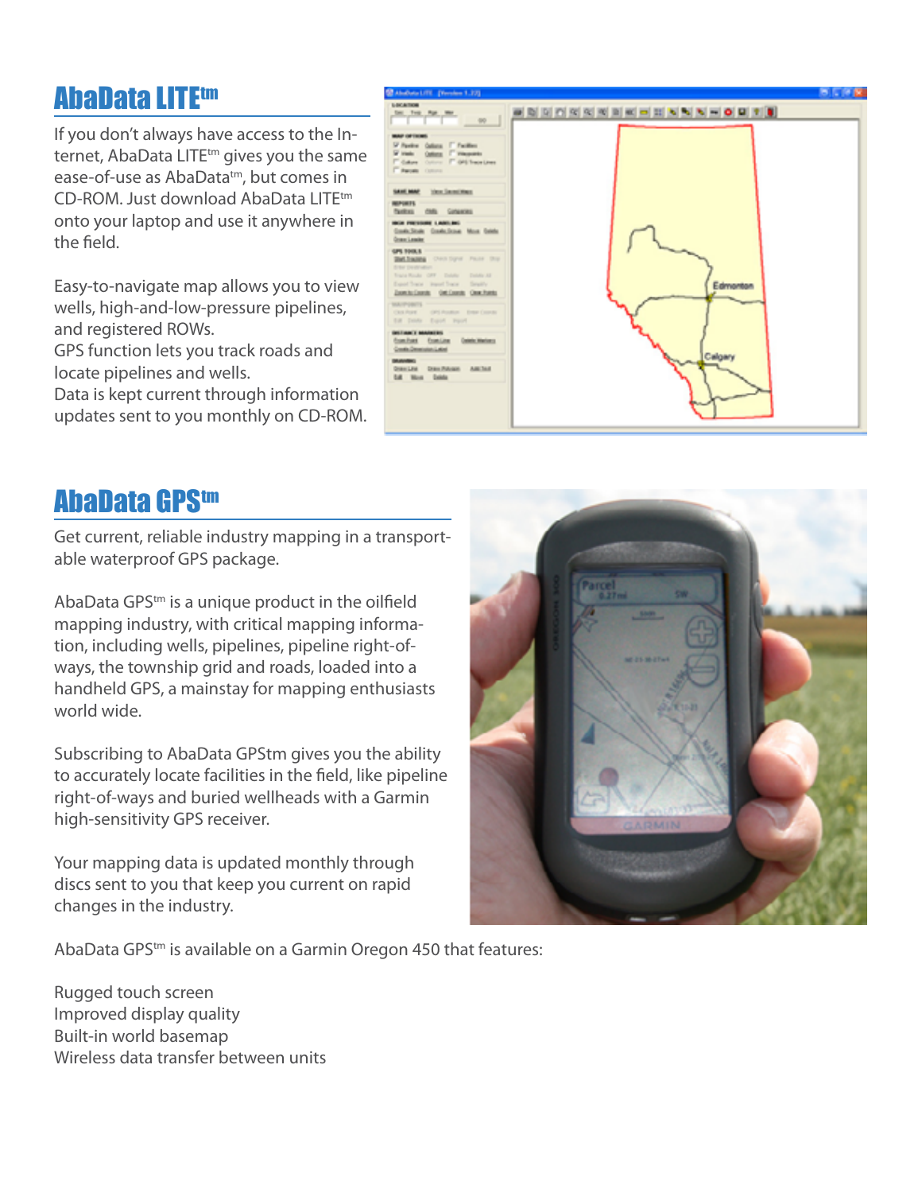## AbaData LITE™

If you don't always have access to the Internet, AbaData LITE™ gives you the same ease-of-use as AbaData™, but comes in CD-ROM. Just download AbaData LITE™ onto your laptop and use it anywhere in the field.

Easy-to-navigate map allows you to view wells, high-and-low-pressure pipelines, and registered ROWs.
GPS function lets you track roads and locate pipelines and wells.
Data is kept current through information updates sent to you monthly on CD-ROM.

## AbaData GPS™

Get current, reliable industry mapping in a transportable waterproof GPS package.

AbaData GPS™ is a unique product in the oilfield mapping industry, with critical mapping information, including wells, pipelines, pipeline right-of-ways, the township grid and roads, loaded into a handheld GPS, a mainstay for mapping enthusiasts world wide.

Subscribing to AbaData GPStm gives you the ability to accurately locate facilities in the field, like pipeline right-of-ways and buried wellheads with a Garmin high-sensitivity GPS receiver.

Your mapping data is updated monthly through discs sent to you that keep you current on rapid changes in the industry.

AbaData GPS™ is available on a Garmin Oregon 450 that features:

Rugged touch screen
Improved display quality
Built-in world basemap
Wireless data transfer between units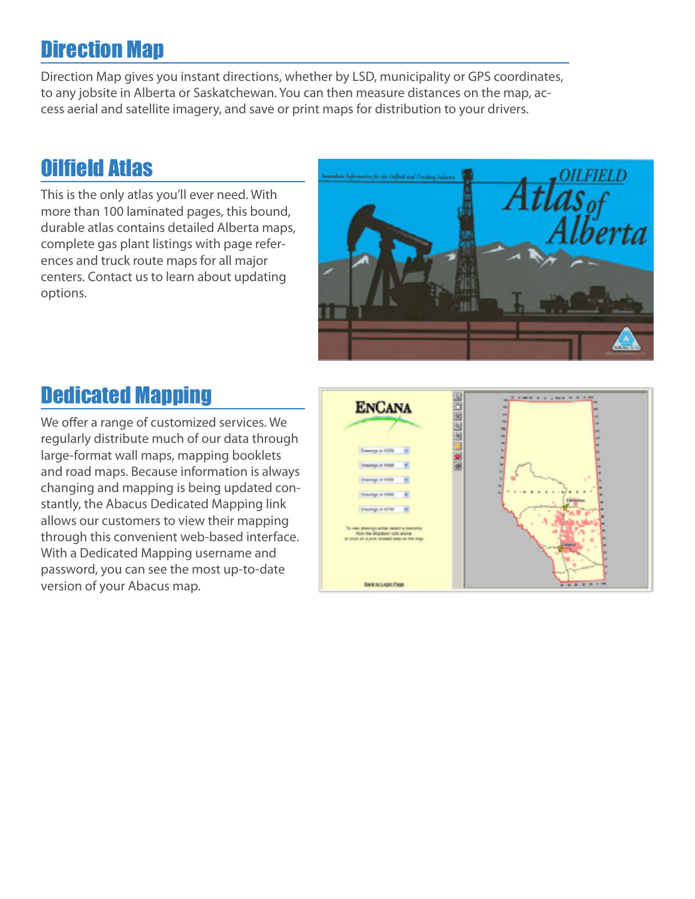## Direction Map

Direction Map gives you instant directions, whether by LSD, municipality or GPS coordinates, to any jobsite in Alberta or Saskatchewan. You can then measure distances on the map, access aerial and satellite imagery, and save or print maps for distribution to your drivers.

## Oilfield Atlas

This is the only atlas you'll ever need. With more than 100 laminated pages, this bound, durable atlas contains detailed Alberta maps, complete gas plant listings with page references and truck route maps for all major centers. Contact us to learn about updating options.

## Dedicated Mapping

We offer a range of customized services. We regularly distribute much of our data through large-format wall maps, mapping booklets and road maps. Because information is always changing and mapping is being updated constantly, the Abacus Dedicated Mapping link allows our customers to view their mapping through this convenient web-based interface. With a Dedicated Mapping username and password, you can see the most up-to-date version of your Abacus map.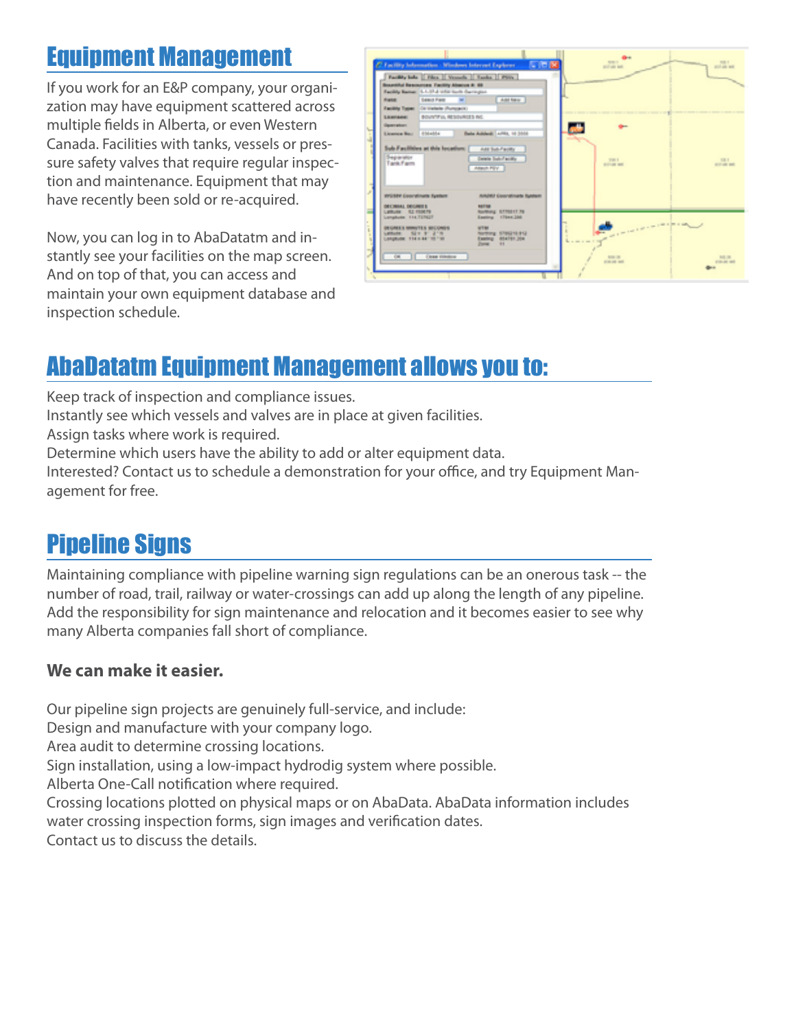## Equipment Management

If you work for an E&P company, your organization may have equipment scattered across multiple fields in Alberta, or even Western Canada. Facilities with tanks, vessels or pressure safety valves that require regular inspection and maintenance. Equipment that may have recently been sold or re-acquired.

Now, you can log in to AbaDatatm and instantly see your facilities on the map screen. And on top of that, you can access and maintain your own equipment database and inspection schedule.

## AbaDatatm Equipment Management allows you to:

Keep track of inspection and compliance issues.
Instantly see which vessels and valves are in place at given facilities.
Assign tasks where work is required.
Determine which users have the ability to add or alter equipment data.
Interested? Contact us to schedule a demonstration for your office, and try Equipment Management for free.

## Pipeline Signs

Maintaining compliance with pipeline warning sign regulations can be an onerous task -- the number of road, trail, railway or water-crossings can add up along the length of any pipeline. Add the responsibility for sign maintenance and relocation and it becomes easier to see why many Alberta companies fall short of compliance.

**We can make it easier.**

Our pipeline sign projects are genuinely full-service, and include:
Design and manufacture with your company logo.
Area audit to determine crossing locations.
Sign installation, using a low-impact hydrodig system where possible.
Alberta One-Call notification where required.
Crossing locations plotted on physical maps or on AbaData. AbaData information includes water crossing inspection forms, sign images and verification dates.
Contact us to discuss the details.